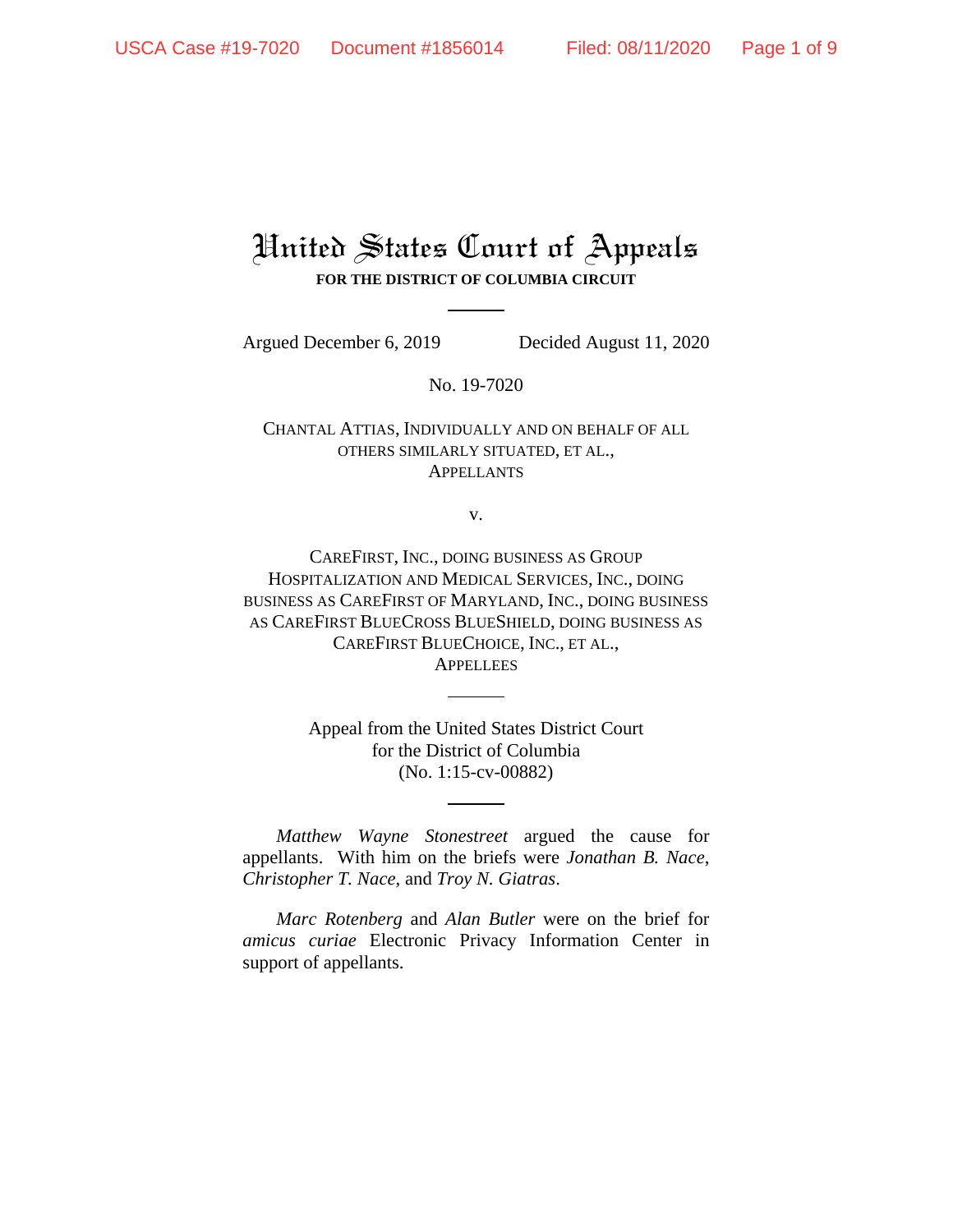# United States Court of Appeals

**FOR THE DISTRICT OF COLUMBIA CIRCUIT**

Argued December 6, 2019 Decided August 11, 2020

No. 19-7020

CHANTAL ATTIAS, INDIVIDUALLY AND ON BEHALF OF ALL OTHERS SIMILARLY SITUATED, ET AL.,
APPELLANTS

v.

CAREFIRST, INC., DOING BUSINESS AS GROUP HOSPITALIZATION AND MEDICAL SERVICES, INC., DOING BUSINESS AS CAREFIRST OF MARYLAND, INC., DOING BUSINESS AS CAREFIRST BLUECROSS BLUESHIELD, DOING BUSINESS AS CAREFIRST BLUECHOICE, INC., ET AL.,
APPELLEES

Appeal from the United States District Court
for the District of Columbia
(No. 1:15-cv-00882)

*Matthew Wayne Stonestreet* argued the cause for appellants. With him on the briefs were *Jonathan B. Nace*, *Christopher T. Nace*, and *Troy N. Giatras*.

*Marc Rotenberg* and *Alan Butler* were on the brief for *amicus curiae* Electronic Privacy Information Center in support of appellants.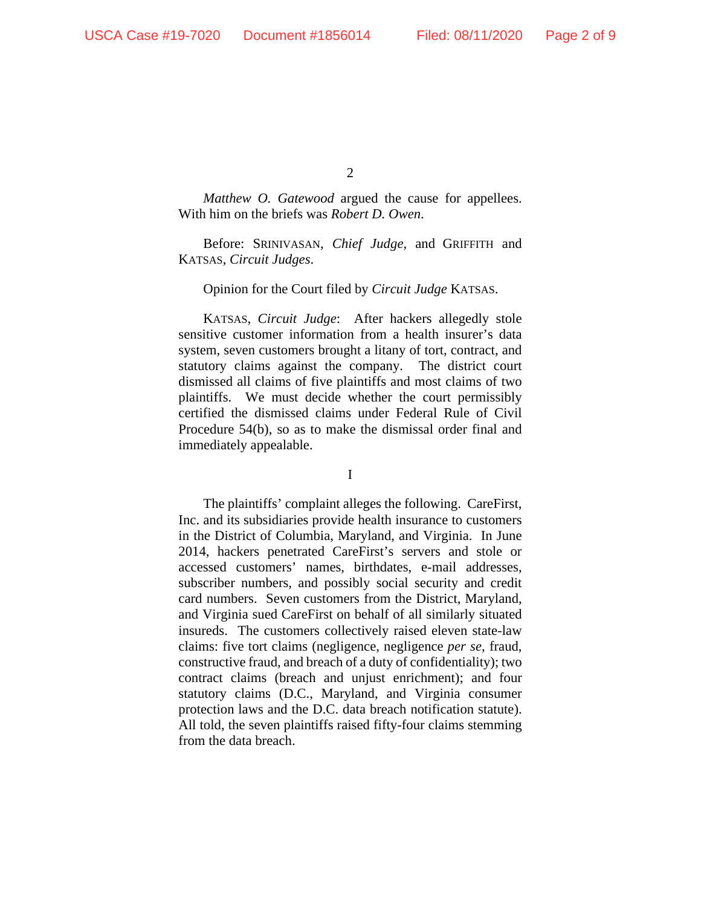*Matthew O. Gatewood* argued the cause for appellees. With him on the briefs was *Robert D. Owen*.

Before: SRINIVASAN, *Chief Judge*, and GRIFFITH and KATSAS, *Circuit Judges*.

Opinion for the Court filed by *Circuit Judge* KATSAS.

KATSAS, *Circuit Judge*: After hackers allegedly stole sensitive customer information from a health insurer's data system, seven customers brought a litany of tort, contract, and statutory claims against the company. The district court dismissed all claims of five plaintiffs and most claims of two plaintiffs. We must decide whether the court permissibly certified the dismissed claims under Federal Rule of Civil Procedure 54(b), so as to make the dismissal order final and immediately appealable.

I

The plaintiffs' complaint alleges the following. CareFirst, Inc. and its subsidiaries provide health insurance to customers in the District of Columbia, Maryland, and Virginia. In June 2014, hackers penetrated CareFirst's servers and stole or accessed customers' names, birthdates, e-mail addresses, subscriber numbers, and possibly social security and credit card numbers. Seven customers from the District, Maryland, and Virginia sued CareFirst on behalf of all similarly situated insureds. The customers collectively raised eleven state-law claims: five tort claims (negligence, negligence *per se*, fraud, constructive fraud, and breach of a duty of confidentiality); two contract claims (breach and unjust enrichment); and four statutory claims (D.C., Maryland, and Virginia consumer protection laws and the D.C. data breach notification statute). All told, the seven plaintiffs raised fifty-four claims stemming from the data breach.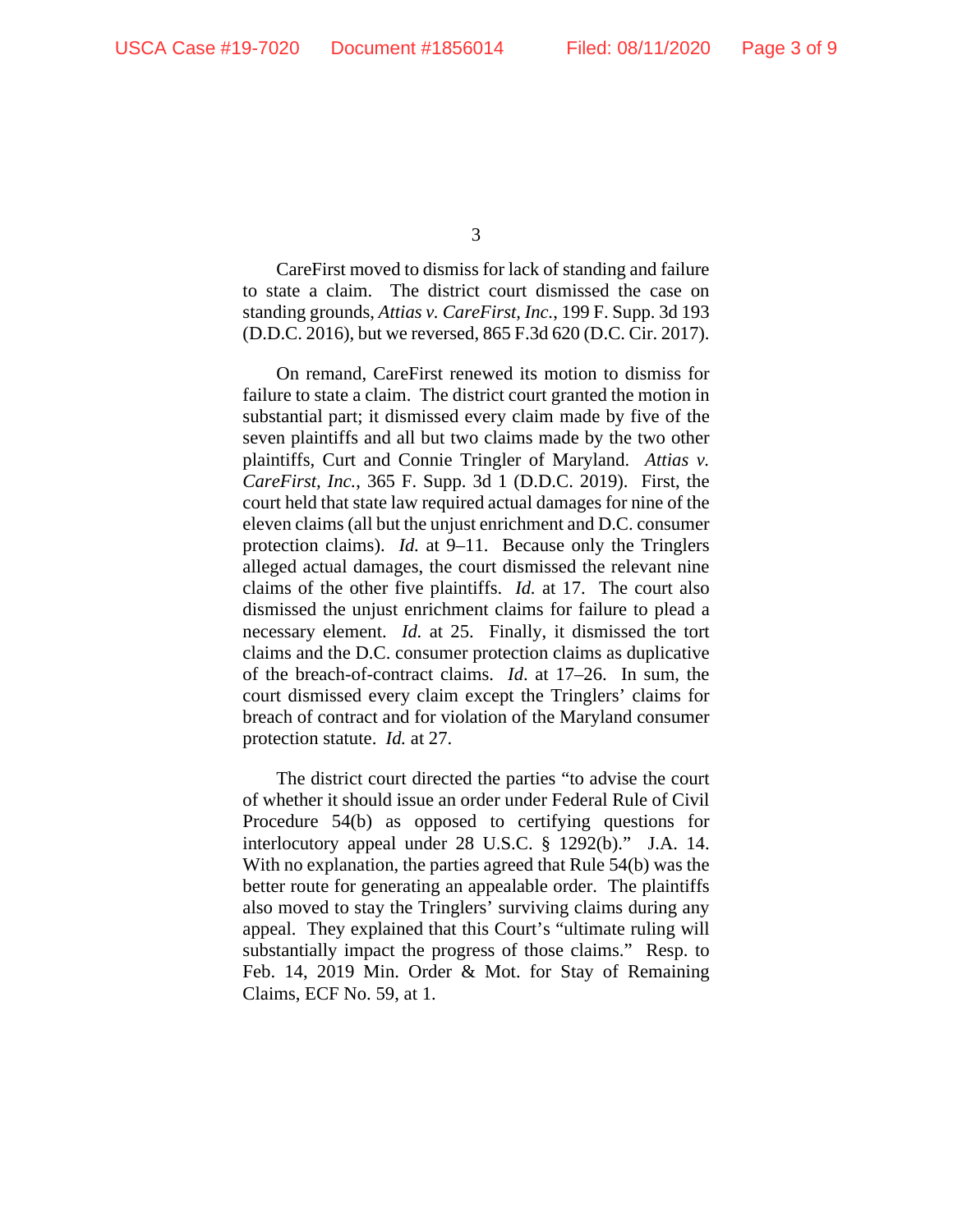CareFirst moved to dismiss for lack of standing and failure to state a claim. The district court dismissed the case on standing grounds, *Attias v. CareFirst, Inc.*, 199 F. Supp. 3d 193 (D.D.C. 2016), but we reversed, 865 F.3d 620 (D.C. Cir. 2017).

On remand, CareFirst renewed its motion to dismiss for failure to state a claim. The district court granted the motion in substantial part; it dismissed every claim made by five of the seven plaintiffs and all but two claims made by the two other plaintiffs, Curt and Connie Tringler of Maryland. *Attias v. CareFirst, Inc.*, 365 F. Supp. 3d 1 (D.D.C. 2019). First, the court held that state law required actual damages for nine of the eleven claims (all but the unjust enrichment and D.C. consumer protection claims). *Id.* at 9–11. Because only the Tringlers alleged actual damages, the court dismissed the relevant nine claims of the other five plaintiffs. *Id.* at 17. The court also dismissed the unjust enrichment claims for failure to plead a necessary element. *Id.* at 25. Finally, it dismissed the tort claims and the D.C. consumer protection claims as duplicative of the breach-of-contract claims. *Id*. at 17–26. In sum, the court dismissed every claim except the Tringlers' claims for breach of contract and for violation of the Maryland consumer protection statute. *Id.* at 27.

The district court directed the parties "to advise the court of whether it should issue an order under Federal Rule of Civil Procedure 54(b) as opposed to certifying questions for interlocutory appeal under 28 U.S.C. § 1292(b)." J.A. 14. With no explanation, the parties agreed that Rule 54(b) was the better route for generating an appealable order. The plaintiffs also moved to stay the Tringlers' surviving claims during any appeal. They explained that this Court's "ultimate ruling will substantially impact the progress of those claims." Resp. to Feb. 14, 2019 Min. Order & Mot. for Stay of Remaining Claims, ECF No. 59, at 1.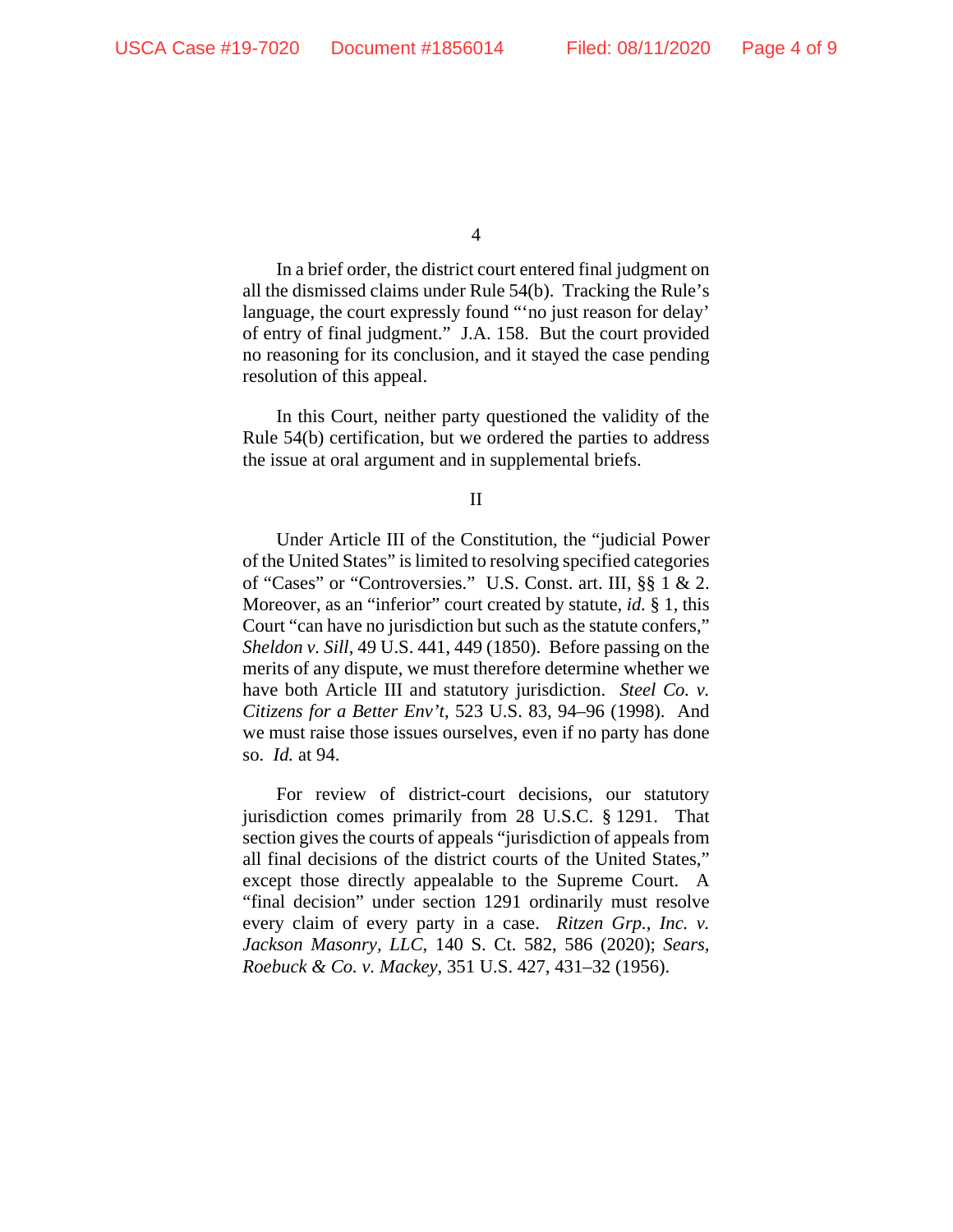In a brief order, the district court entered final judgment on all the dismissed claims under Rule 54(b). Tracking the Rule's language, the court expressly found "'no just reason for delay' of entry of final judgment." J.A. 158. But the court provided no reasoning for its conclusion, and it stayed the case pending resolution of this appeal.

In this Court, neither party questioned the validity of the Rule 54(b) certification, but we ordered the parties to address the issue at oral argument and in supplemental briefs.

## II

Under Article III of the Constitution, the "judicial Power of the United States" is limited to resolving specified categories of "Cases" or "Controversies." U.S. Const. art. III, §§ 1 & 2. Moreover, as an "inferior" court created by statute, *id.* § 1, this Court "can have no jurisdiction but such as the statute confers," *Sheldon v. Sill*, 49 U.S. 441, 449 (1850). Before passing on the merits of any dispute, we must therefore determine whether we have both Article III and statutory jurisdiction. *Steel Co. v. Citizens for a Better Env't*, 523 U.S. 83, 94–96 (1998). And we must raise those issues ourselves, even if no party has done so. *Id.* at 94.

For review of district-court decisions, our statutory jurisdiction comes primarily from 28 U.S.C. § 1291. That section gives the courts of appeals "jurisdiction of appeals from all final decisions of the district courts of the United States," except those directly appealable to the Supreme Court. A "final decision" under section 1291 ordinarily must resolve every claim of every party in a case. *Ritzen Grp., Inc. v. Jackson Masonry, LLC*, 140 S. Ct. 582, 586 (2020); *Sears, Roebuck & Co. v. Mackey*, 351 U.S. 427, 431–32 (1956).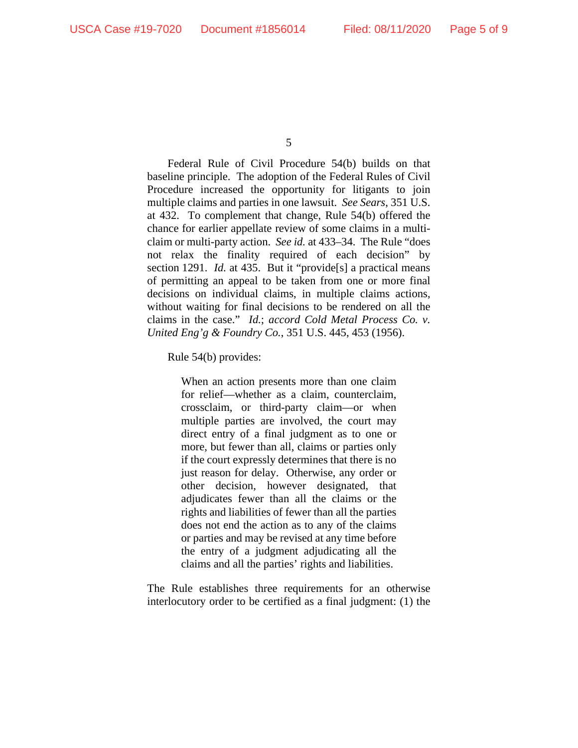Federal Rule of Civil Procedure 54(b) builds on that baseline principle. The adoption of the Federal Rules of Civil Procedure increased the opportunity for litigants to join multiple claims and parties in one lawsuit. *See Sears*, 351 U.S. at 432. To complement that change, Rule 54(b) offered the chance for earlier appellate review of some claims in a multi-claim or multi-party action. *See id.* at 433–34. The Rule "does not relax the finality required of each decision" by section 1291. *Id.* at 435. But it "provide[s] a practical means of permitting an appeal to be taken from one or more final decisions on individual claims, in multiple claims actions, without waiting for final decisions to be rendered on all the claims in the case." *Id.*; *accord Cold Metal Process Co. v. United Eng'g & Foundry Co.*, 351 U.S. 445, 453 (1956).

Rule 54(b) provides:

> When an action presents more than one claim for relief—whether as a claim, counterclaim, crossclaim, or third-party claim—or when multiple parties are involved, the court may direct entry of a final judgment as to one or more, but fewer than all, claims or parties only if the court expressly determines that there is no just reason for delay. Otherwise, any order or other decision, however designated, that adjudicates fewer than all the claims or the rights and liabilities of fewer than all the parties does not end the action as to any of the claims or parties and may be revised at any time before the entry of a judgment adjudicating all the claims and all the parties' rights and liabilities.

The Rule establishes three requirements for an otherwise interlocutory order to be certified as a final judgment: (1) the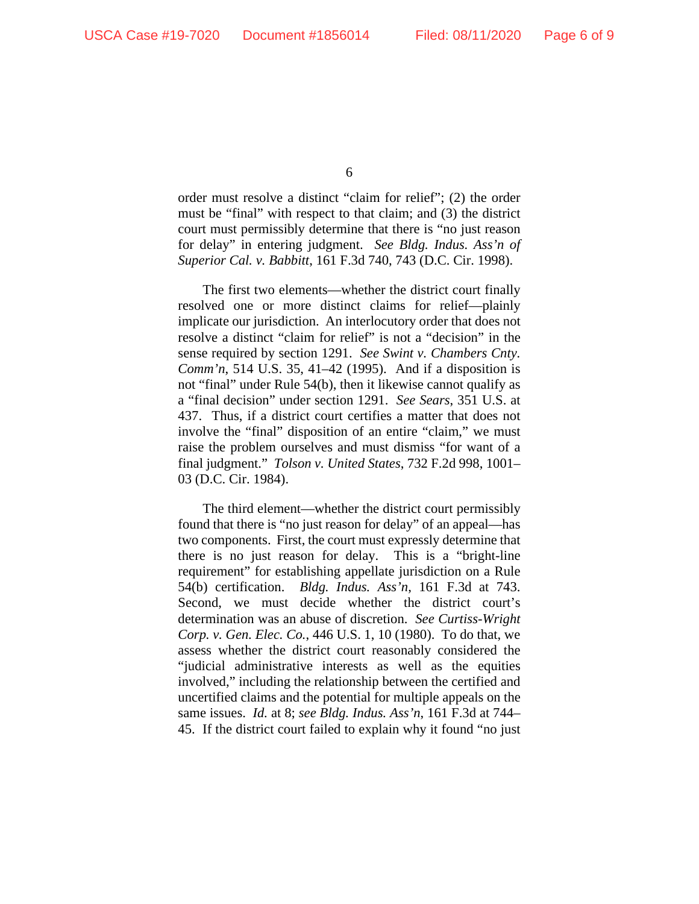order must resolve a distinct "claim for relief"; (2) the order must be "final" with respect to that claim; and (3) the district court must permissibly determine that there is "no just reason for delay" in entering judgment. *See Bldg. Indus. Ass'n of Superior Cal. v. Babbitt*, 161 F.3d 740, 743 (D.C. Cir. 1998).

The first two elements—whether the district court finally resolved one or more distinct claims for relief—plainly implicate our jurisdiction. An interlocutory order that does not resolve a distinct "claim for relief" is not a "decision" in the sense required by section 1291. *See Swint v. Chambers Cnty. Comm'n*, 514 U.S. 35, 41–42 (1995). And if a disposition is not "final" under Rule 54(b), then it likewise cannot qualify as a "final decision" under section 1291. *See Sears*, 351 U.S. at 437. Thus, if a district court certifies a matter that does not involve the "final" disposition of an entire "claim," we must raise the problem ourselves and must dismiss "for want of a final judgment." *Tolson v. United States*, 732 F.2d 998, 1001–03 (D.C. Cir. 1984).

The third element—whether the district court permissibly found that there is "no just reason for delay" of an appeal—has two components. First, the court must expressly determine that there is no just reason for delay. This is a "bright-line requirement" for establishing appellate jurisdiction on a Rule 54(b) certification. *Bldg. Indus. Ass'n*, 161 F.3d at 743. Second, we must decide whether the district court's determination was an abuse of discretion. *See Curtiss-Wright Corp. v. Gen. Elec. Co.*, 446 U.S. 1, 10 (1980). To do that, we assess whether the district court reasonably considered the "judicial administrative interests as well as the equities involved," including the relationship between the certified and uncertified claims and the potential for multiple appeals on the same issues. *Id.* at 8; *see Bldg. Indus. Ass'n*, 161 F.3d at 744–45. If the district court failed to explain why it found "no just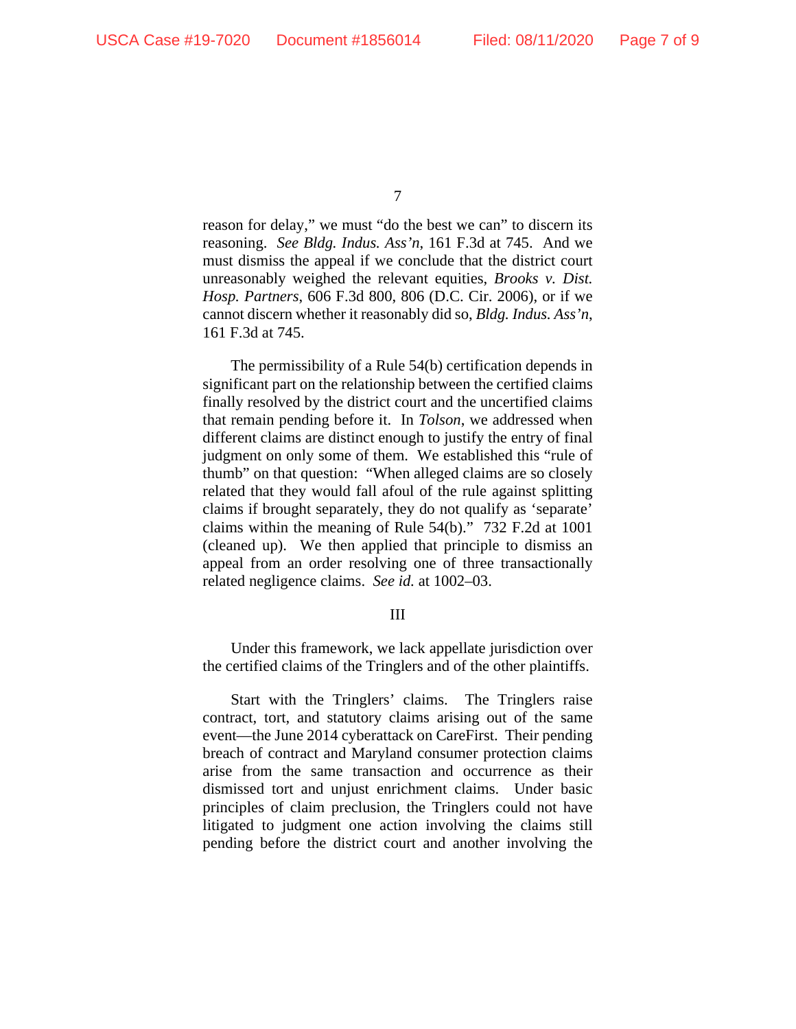reason for delay," we must "do the best we can" to discern its reasoning. *See Bldg. Indus. Ass'n*, 161 F.3d at 745. And we must dismiss the appeal if we conclude that the district court unreasonably weighed the relevant equities, *Brooks v. Dist. Hosp. Partners*, 606 F.3d 800, 806 (D.C. Cir. 2006), or if we cannot discern whether it reasonably did so, *Bldg. Indus. Ass'n*, 161 F.3d at 745.

The permissibility of a Rule 54(b) certification depends in significant part on the relationship between the certified claims finally resolved by the district court and the uncertified claims that remain pending before it. In *Tolson*, we addressed when different claims are distinct enough to justify the entry of final judgment on only some of them. We established this "rule of thumb" on that question: "When alleged claims are so closely related that they would fall afoul of the rule against splitting claims if brought separately, they do not qualify as 'separate' claims within the meaning of Rule 54(b)." 732 F.2d at 1001 (cleaned up). We then applied that principle to dismiss an appeal from an order resolving one of three transactionally related negligence claims. *See id.* at 1002–03.

## III

Under this framework, we lack appellate jurisdiction over the certified claims of the Tringlers and of the other plaintiffs.

Start with the Tringlers' claims. The Tringlers raise contract, tort, and statutory claims arising out of the same event—the June 2014 cyberattack on CareFirst. Their pending breach of contract and Maryland consumer protection claims arise from the same transaction and occurrence as their dismissed tort and unjust enrichment claims. Under basic principles of claim preclusion, the Tringlers could not have litigated to judgment one action involving the claims still pending before the district court and another involving the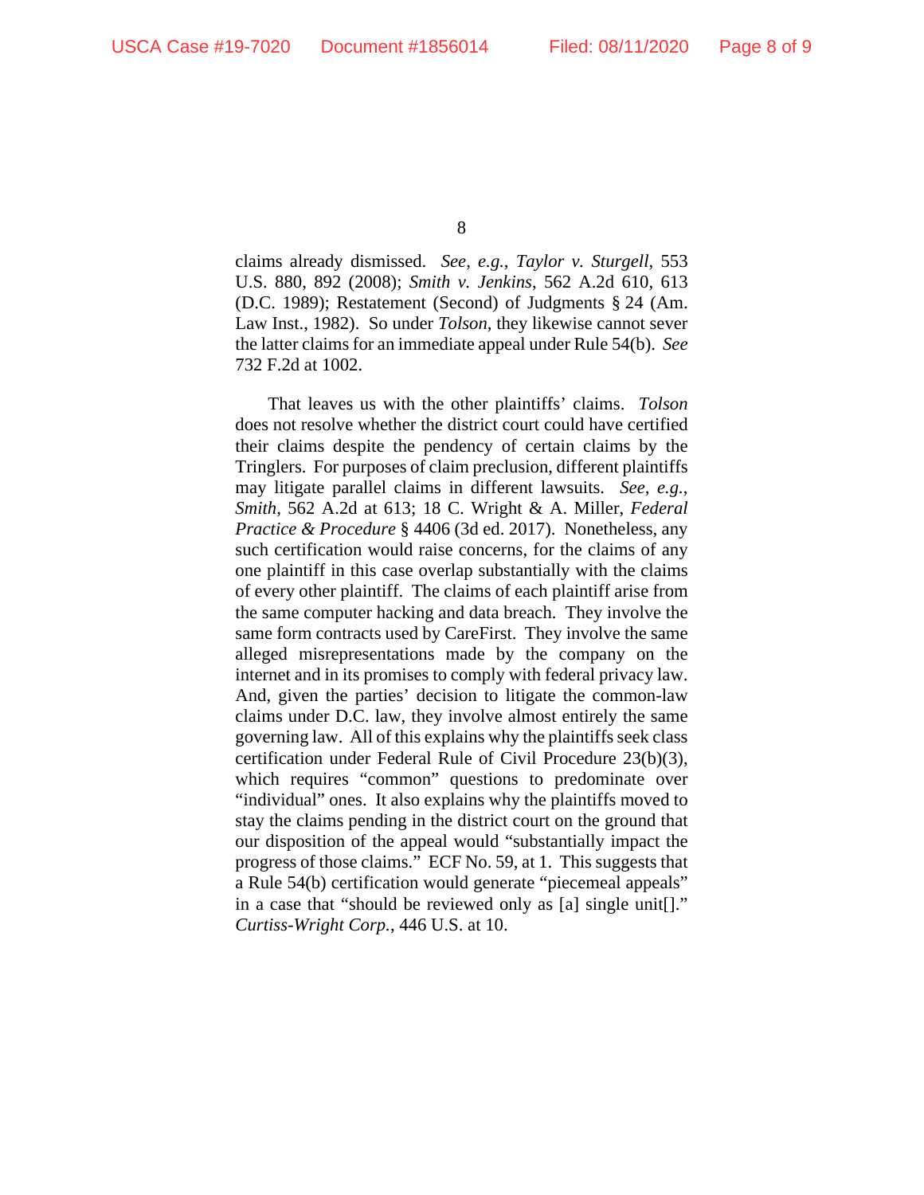claims already dismissed. *See, e.g.*, *Taylor v. Sturgell*, 553 U.S. 880, 892 (2008); *Smith v. Jenkins*, 562 A.2d 610, 613 (D.C. 1989); Restatement (Second) of Judgments § 24 (Am. Law Inst., 1982). So under *Tolson*, they likewise cannot sever the latter claims for an immediate appeal under Rule 54(b). *See* 732 F.2d at 1002.

That leaves us with the other plaintiffs' claims. *Tolson* does not resolve whether the district court could have certified their claims despite the pendency of certain claims by the Tringlers. For purposes of claim preclusion, different plaintiffs may litigate parallel claims in different lawsuits. *See, e.g.*, *Smith*, 562 A.2d at 613; 18 C. Wright & A. Miller, *Federal Practice & Procedure* § 4406 (3d ed. 2017). Nonetheless, any such certification would raise concerns, for the claims of any one plaintiff in this case overlap substantially with the claims of every other plaintiff. The claims of each plaintiff arise from the same computer hacking and data breach. They involve the same form contracts used by CareFirst. They involve the same alleged misrepresentations made by the company on the internet and in its promises to comply with federal privacy law. And, given the parties' decision to litigate the common-law claims under D.C. law, they involve almost entirely the same governing law. All of this explains why the plaintiffs seek class certification under Federal Rule of Civil Procedure 23(b)(3), which requires "common" questions to predominate over "individual" ones. It also explains why the plaintiffs moved to stay the claims pending in the district court on the ground that our disposition of the appeal would "substantially impact the progress of those claims." ECF No. 59, at 1. This suggests that a Rule 54(b) certification would generate "piecemeal appeals" in a case that "should be reviewed only as [a] single unit[]." *Curtiss-Wright Corp.*, 446 U.S. at 10.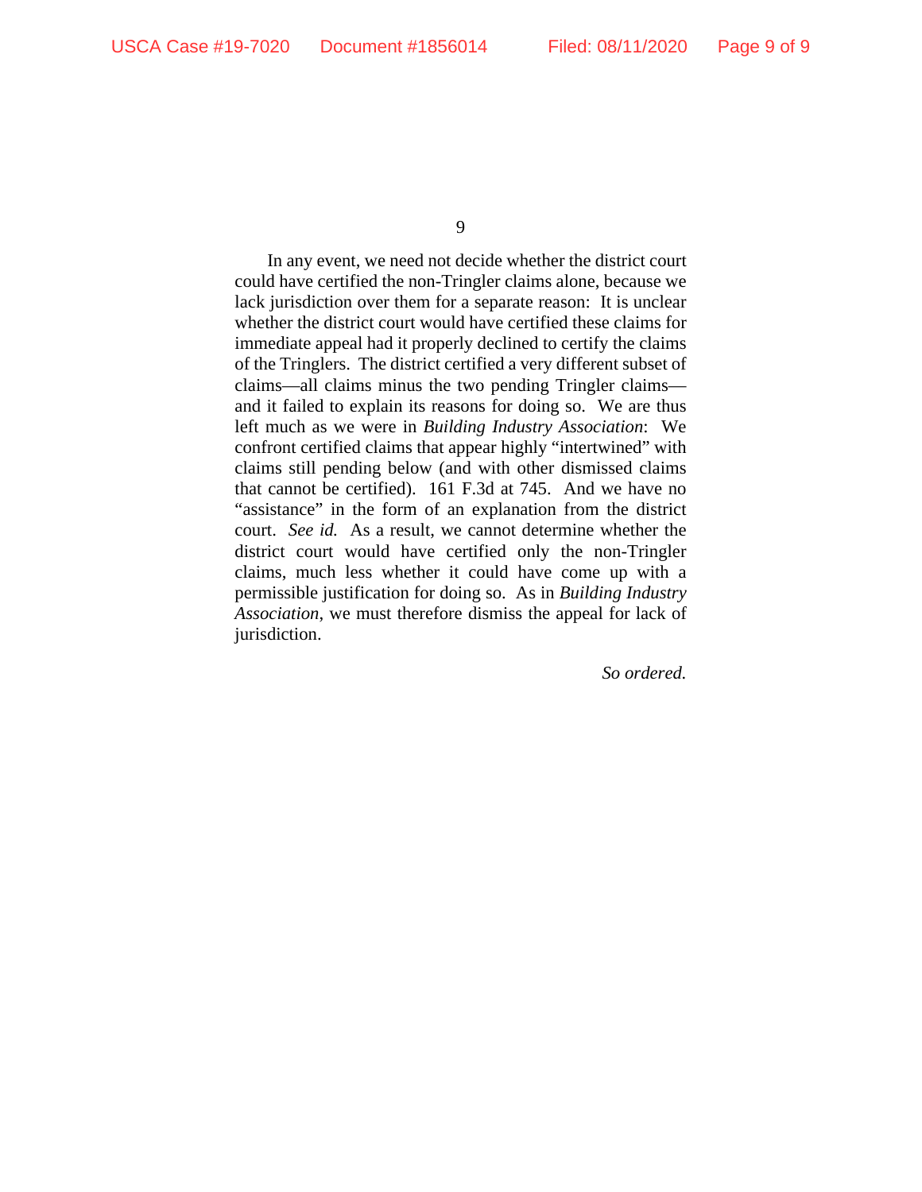In any event, we need not decide whether the district court could have certified the non-Tringler claims alone, because we lack jurisdiction over them for a separate reason: It is unclear whether the district court would have certified these claims for immediate appeal had it properly declined to certify the claims of the Tringlers. The district certified a very different subset of claims—all claims minus the two pending Tringler claims—and it failed to explain its reasons for doing so. We are thus left much as we were in *Building Industry Association*: We confront certified claims that appear highly "intertwined" with claims still pending below (and with other dismissed claims that cannot be certified). 161 F.3d at 745. And we have no "assistance" in the form of an explanation from the district court. *See id.* As a result, we cannot determine whether the district court would have certified only the non-Tringler claims, much less whether it could have come up with a permissible justification for doing so. As in *Building Industry Association*, we must therefore dismiss the appeal for lack of jurisdiction.

*So ordered.*